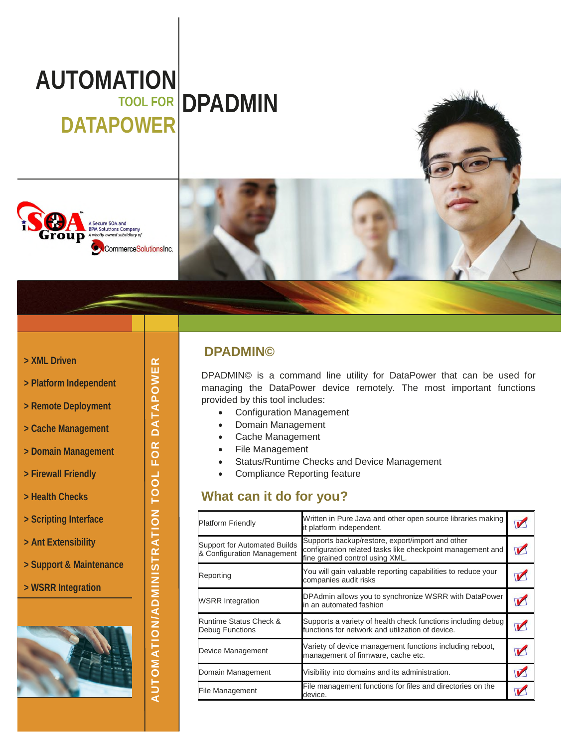# AUTOMATION TOOL FOR DATAPOWER

# DPADMIN

A Secure SOA and BPM Solutions Company
A wholly owned subsidiary of CommerceSolutionsInc.

> XML Driven

> Platform Independent

> Remote Deployment

> Cache Management

> Domain Management

> Firewall Friendly

> Health Checks

> Scripting Interface

> Ant Extensibility

> Support & Maintenance

> WSRR Integration

AUTOMATION/ADMINISTRATION TOOL FOR DATAPOWER

## DPADMIN©

DPADMIN© is a command line utility for DataPower that can be used for managing the DataPower device remotely. The most important functions provided by this tool includes:

- Configuration Management
- Domain Management
- Cache Management
- File Management
- Status/Runtime Checks and Device Management
- Compliance Reporting feature

## What can it do for you?

| | | |
|---|---|---|
| Platform Friendly | Written in Pure Java and other open source libraries making it platform independent. | ✓ |
| Support for Automated Builds & Configuration Management | Supports backup/restore, export/import and other configuration related tasks like checkpoint management and fine grained control using XML. | ✓ |
| Reporting | You will gain valuable reporting capabilities to reduce your companies audit risks | ✓ |
| WSRR Integration | DPAdmin allows you to synchronize WSRR with DataPower in an automated fashion | ✓ |
| Runtime Status Check & Debug Functions | Supports a variety of health check functions including debug functions for network and utilization of device. | ✓ |
| Device Management | Variety of device management functions including reboot, management of firmware, cache etc. | ✓ |
| Domain Management | Visibility into domains and its administration. | ✓ |
| File Management | File management functions for files and directories on the device. | ✓ |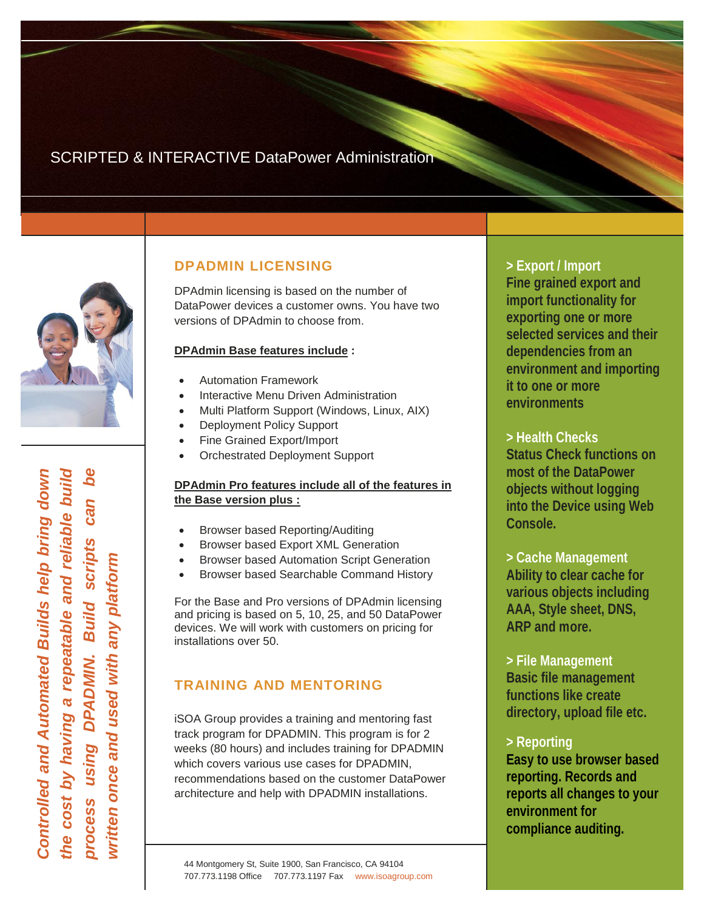SCRIPTED & INTERACTIVE DataPower Administration

*Controlled and Automated Builds help bring down the cost by having a repeatable and reliable build process using DPADMIN. Build scripts can be written once and used with any platform*

## DPADMIN LICENSING

DPAdmin licensing is based on the number of DataPower devices a customer owns. You have two versions of DPAdmin to choose from.

**DPAdmin Base features include :**

- Automation Framework
- Interactive Menu Driven Administration
- Multi Platform Support (Windows, Linux, AIX)
- Deployment Policy Support
- Fine Grained Export/Import
- Orchestrated Deployment Support

**DPAdmin Pro features include all of the features in the Base version plus :**

- Browser based Reporting/Auditing
- Browser based Export XML Generation
- Browser based Automation Script Generation
- Browser based Searchable Command History

For the Base and Pro versions of DPAdmin licensing and pricing is based on 5, 10, 25, and 50 DataPower devices. We will work with customers on pricing for installations over 50.

## TRAINING AND MENTORING

iSOA Group provides a training and mentoring fast track program for DPADMIN. This program is for 2 weeks (80 hours) and includes training for DPADMIN which covers various use cases for DPADMIN, recommendations based on the customer DataPower architecture and help with DPADMIN installations.

**> Export / Import**
**Fine grained export and import functionality for exporting one or more selected services and their dependencies from an environment and importing it to one or more environments**

**> Health Checks**
**Status Check functions on most of the DataPower objects without logging into the Device using Web Console.**

**> Cache Management**
**Ability to clear cache for various objects including AAA, Style sheet, DNS, ARP and more.**

**> File Management**
**Basic file management functions like create directory, upload file etc.**

**> Reporting**
**Easy to use browser based reporting. Records and reports all changes to your environment for compliance auditing.**

44 Montgomery St, Suite 1900, San Francisco, CA 94104
707.773.1198 Office 707.773.1197 Fax www.isoagroup.com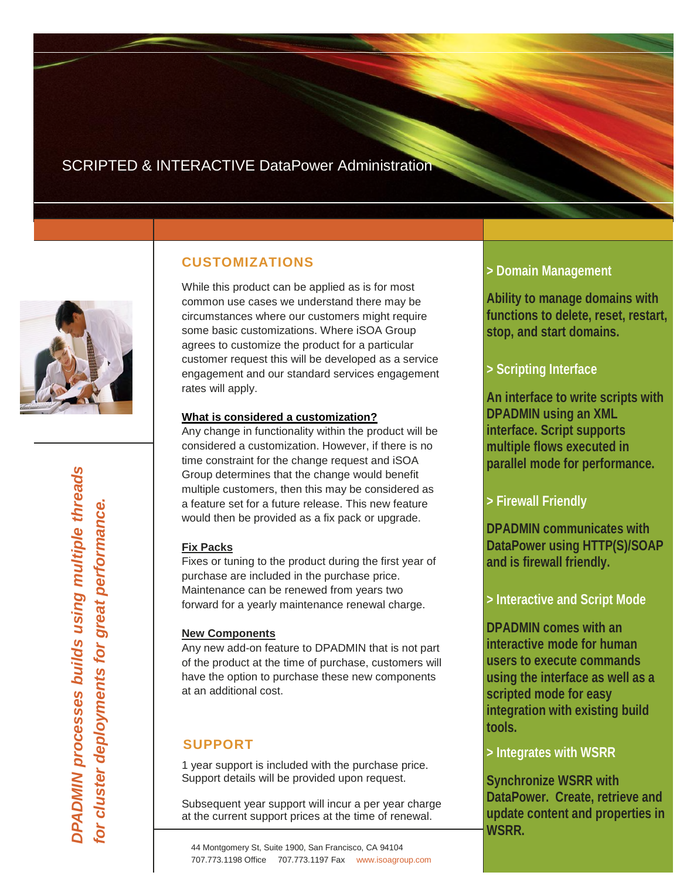SCRIPTED & INTERACTIVE DataPower Administration

*DPADMIN processes builds using multiple threads for cluster deployments for great performance.*

## CUSTOMIZATIONS

While this product can be applied as is for most common use cases we understand there may be circumstances where our customers might require some basic customizations. Where iSOA Group agrees to customize the product for a particular customer request this will be developed as a service engagement and our standard services engagement rates will apply.

**What is considered a customization?**
Any change in functionality within the product will be considered a customization. However, if there is no time constraint for the change request and iSOA Group determines that the change would benefit multiple customers, then this may be considered as a feature set for a future release. This new feature would then be provided as a fix pack or upgrade.

**Fix Packs**
Fixes or tuning to the product during the first year of purchase are included in the purchase price. Maintenance can be renewed from years two forward for a yearly maintenance renewal charge.

**New Components**
Any new add-on feature to DPADMIN that is not part of the product at the time of purchase, customers will have the option to purchase these new components at an additional cost.

## SUPPORT

1 year support is included with the purchase price. Support details will be provided upon request.

Subsequent year support will incur a per year charge at the current support prices at the time of renewal.

### > Domain Management

**Ability to manage domains with functions to delete, reset, restart, stop, and start domains.**

### > Scripting Interface

**An interface to write scripts with DPADMIN using an XML interface. Script supports multiple flows executed in parallel mode for performance.**

### > Firewall Friendly

**DPADMIN communicates with DataPower using HTTP(S)/SOAP and is firewall friendly.**

### > Interactive and Script Mode

**DPADMIN comes with an interactive mode for human users to execute commands using the interface as well as a scripted mode for easy integration with existing build tools.**

### > Integrates with WSRR

**Synchronize WSRR with DataPower. Create, retrieve and update content and properties in WSRR.**

44 Montgomery St, Suite 1900, San Francisco, CA 94104
707.773.1198 Office 707.773.1197 Fax www.isoagroup.com